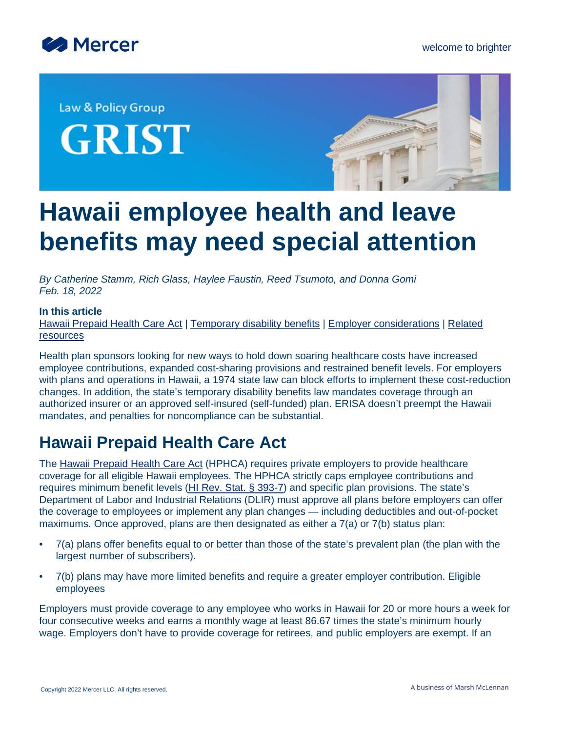Law & Policy Group

# GRIST

# Hawaii employee health and leave benefits may need special attention

*By Catherine Stamm, Rich Glass, Haylee Faustin, Reed Tsumoto, and Donna Gomi*
*Feb. 18, 2022*

**In this article**
Hawaii Prepaid Health Care Act | Temporary disability benefits | Employer considerations | Related resources

Health plan sponsors looking for new ways to hold down soaring healthcare costs have increased employee contributions, expanded cost-sharing provisions and restrained benefit levels. For employers with plans and operations in Hawaii, a 1974 state law can block efforts to implement these cost-reduction changes. In addition, the state's temporary disability benefits law mandates coverage through an authorized insurer or an approved self-insured (self-funded) plan. ERISA doesn't preempt the Hawaii mandates, and penalties for noncompliance can be substantial.

## Hawaii Prepaid Health Care Act

The Hawaii Prepaid Health Care Act (HPHCA) requires private employers to provide healthcare coverage for all eligible Hawaii employees. The HPHCA strictly caps employee contributions and requires minimum benefit levels (HI Rev. Stat. § 393-7) and specific plan provisions. The state's Department of Labor and Industrial Relations (DLIR) must approve all plans before employers can offer the coverage to employees or implement any plan changes — including deductibles and out-of-pocket maximums. Once approved, plans are then designated as either a 7(a) or 7(b) status plan:

- 7(a) plans offer benefits equal to or better than those of the state's prevalent plan (the plan with the largest number of subscribers).
- 7(b) plans may have more limited benefits and require a greater employer contribution. Eligible employees

Employers must provide coverage to any employee who works in Hawaii for 20 or more hours a week for four consecutive weeks and earns a monthly wage at least 86.67 times the state's minimum hourly wage. Employers don't have to provide coverage for retirees, and public employers are exempt. If an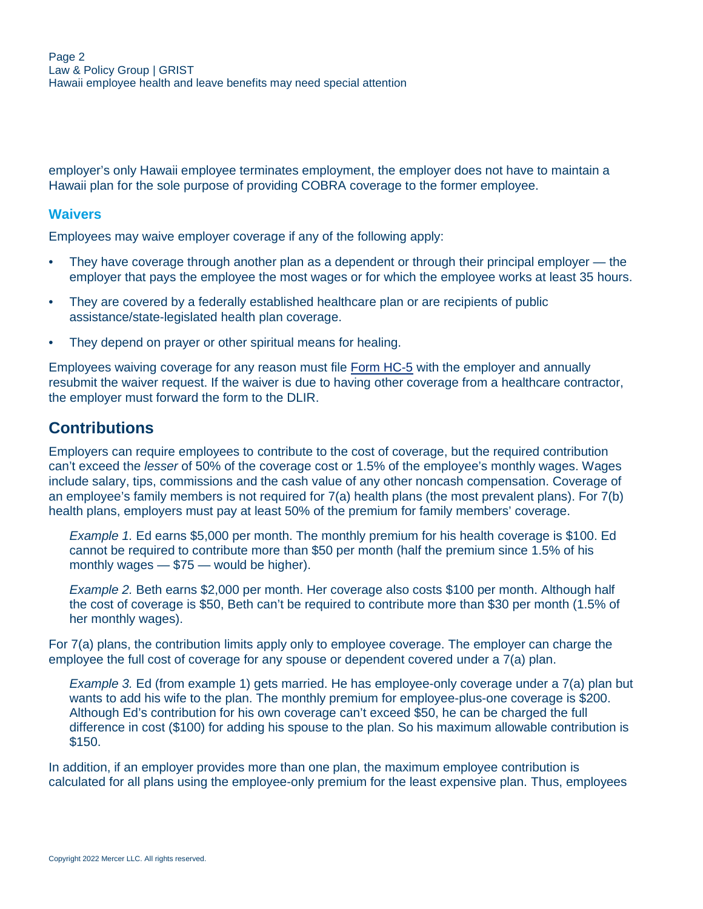employer's only Hawaii employee terminates employment, the employer does not have to maintain a Hawaii plan for the sole purpose of providing COBRA coverage to the former employee.

### Waivers

Employees may waive employer coverage if any of the following apply:

- They have coverage through another plan as a dependent or through their principal employer — the employer that pays the employee the most wages or for which the employee works at least 35 hours.
- They are covered by a federally established healthcare plan or are recipients of public assistance/state-legislated health plan coverage.
- They depend on prayer or other spiritual means for healing.

Employees waiving coverage for any reason must file Form HC-5 with the employer and annually resubmit the waiver request. If the waiver is due to having other coverage from a healthcare contractor, the employer must forward the form to the DLIR.

## Contributions

Employers can require employees to contribute to the cost of coverage, but the required contribution can't exceed the *lesser* of 50% of the coverage cost or 1.5% of the employee's monthly wages. Wages include salary, tips, commissions and the cash value of any other noncash compensation. Coverage of an employee's family members is not required for 7(a) health plans (the most prevalent plans). For 7(b) health plans, employers must pay at least 50% of the premium for family members' coverage.

> *Example 1.* Ed earns $5,000 per month. The monthly premium for his health coverage is $100. Ed cannot be required to contribute more than $50 per month (half the premium since 1.5% of his monthly wages — $75 — would be higher).

> *Example 2.* Beth earns $2,000 per month. Her coverage also costs $100 per month. Although half the cost of coverage is $50, Beth can't be required to contribute more than $30 per month (1.5% of her monthly wages).

For 7(a) plans, the contribution limits apply only to employee coverage. The employer can charge the employee the full cost of coverage for any spouse or dependent covered under a 7(a) plan.

> *Example 3.* Ed (from example 1) gets married. He has employee-only coverage under a 7(a) plan but wants to add his wife to the plan. The monthly premium for employee-plus-one coverage is $200. Although Ed's contribution for his own coverage can't exceed $50, he can be charged the full difference in cost ($100) for adding his spouse to the plan. So his maximum allowable contribution is $150.

In addition, if an employer provides more than one plan, the maximum employee contribution is calculated for all plans using the employee-only premium for the least expensive plan. Thus, employees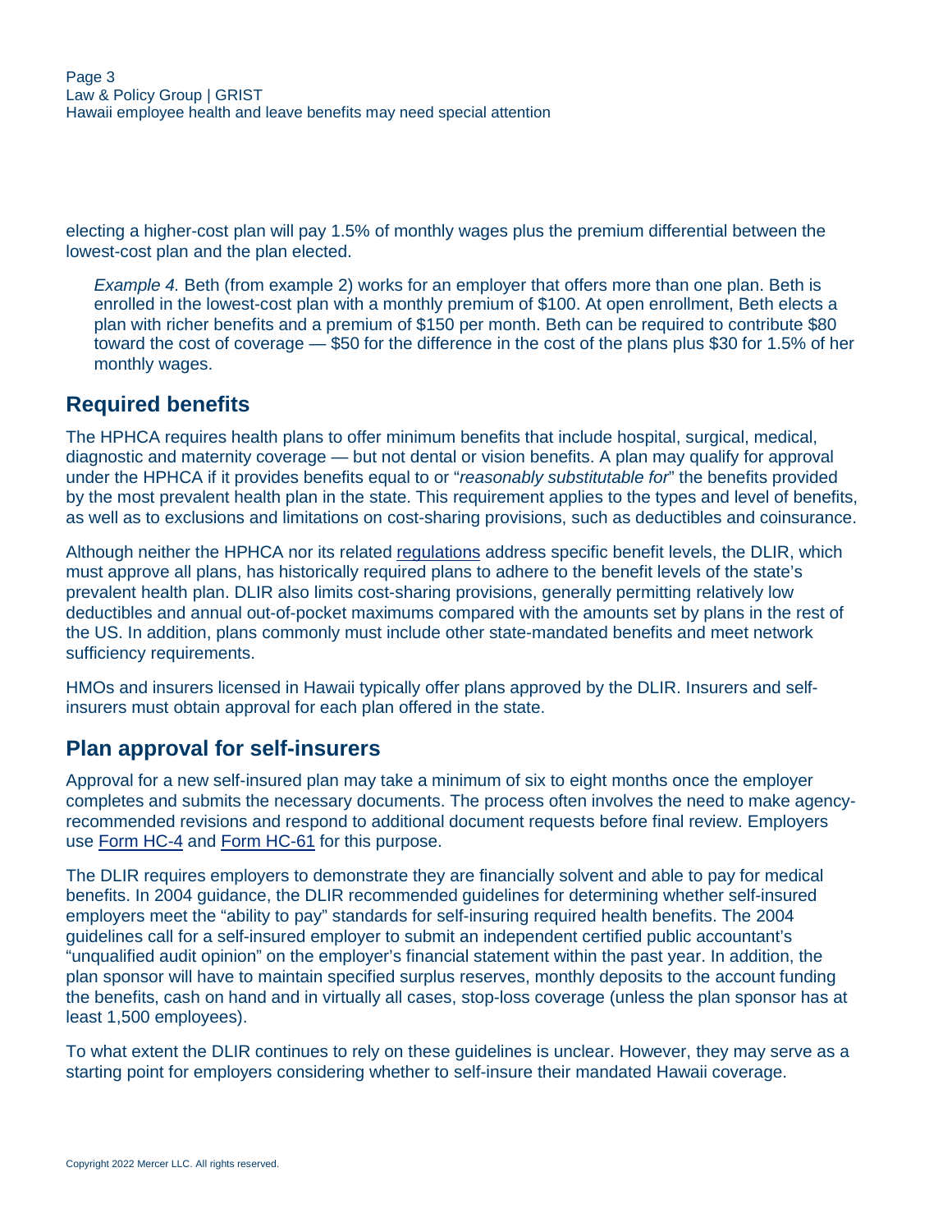electing a higher-cost plan will pay 1.5% of monthly wages plus the premium differential between the lowest-cost plan and the plan elected.

> *Example 4.* Beth (from example 2) works for an employer that offers more than one plan. Beth is enrolled in the lowest-cost plan with a monthly premium of $100. At open enrollment, Beth elects a plan with richer benefits and a premium of $150 per month. Beth can be required to contribute $80 toward the cost of coverage — $50 for the difference in the cost of the plans plus $30 for 1.5% of her monthly wages.

## Required benefits

The HPHCA requires health plans to offer minimum benefits that include hospital, surgical, medical, diagnostic and maternity coverage — but not dental or vision benefits. A plan may qualify for approval under the HPHCA if it provides benefits equal to or "*reasonably substitutable for*" the benefits provided by the most prevalent health plan in the state. This requirement applies to the types and level of benefits, as well as to exclusions and limitations on cost-sharing provisions, such as deductibles and coinsurance.

Although neither the HPHCA nor its related regulations address specific benefit levels, the DLIR, which must approve all plans, has historically required plans to adhere to the benefit levels of the state's prevalent health plan. DLIR also limits cost-sharing provisions, generally permitting relatively low deductibles and annual out-of-pocket maximums compared with the amounts set by plans in the rest of the US. In addition, plans commonly must include other state-mandated benefits and meet network sufficiency requirements.

HMOs and insurers licensed in Hawaii typically offer plans approved by the DLIR. Insurers and self-insurers must obtain approval for each plan offered in the state.

## Plan approval for self-insurers

Approval for a new self-insured plan may take a minimum of six to eight months once the employer completes and submits the necessary documents. The process often involves the need to make agency-recommended revisions and respond to additional document requests before final review. Employers use Form HC-4 and Form HC-61 for this purpose.

The DLIR requires employers to demonstrate they are financially solvent and able to pay for medical benefits. In 2004 guidance, the DLIR recommended guidelines for determining whether self-insured employers meet the "ability to pay" standards for self-insuring required health benefits. The 2004 guidelines call for a self-insured employer to submit an independent certified public accountant's "unqualified audit opinion" on the employer's financial statement within the past year. In addition, the plan sponsor will have to maintain specified surplus reserves, monthly deposits to the account funding the benefits, cash on hand and in virtually all cases, stop-loss coverage (unless the plan sponsor has at least 1,500 employees).

To what extent the DLIR continues to rely on these guidelines is unclear. However, they may serve as a starting point for employers considering whether to self-insure their mandated Hawaii coverage.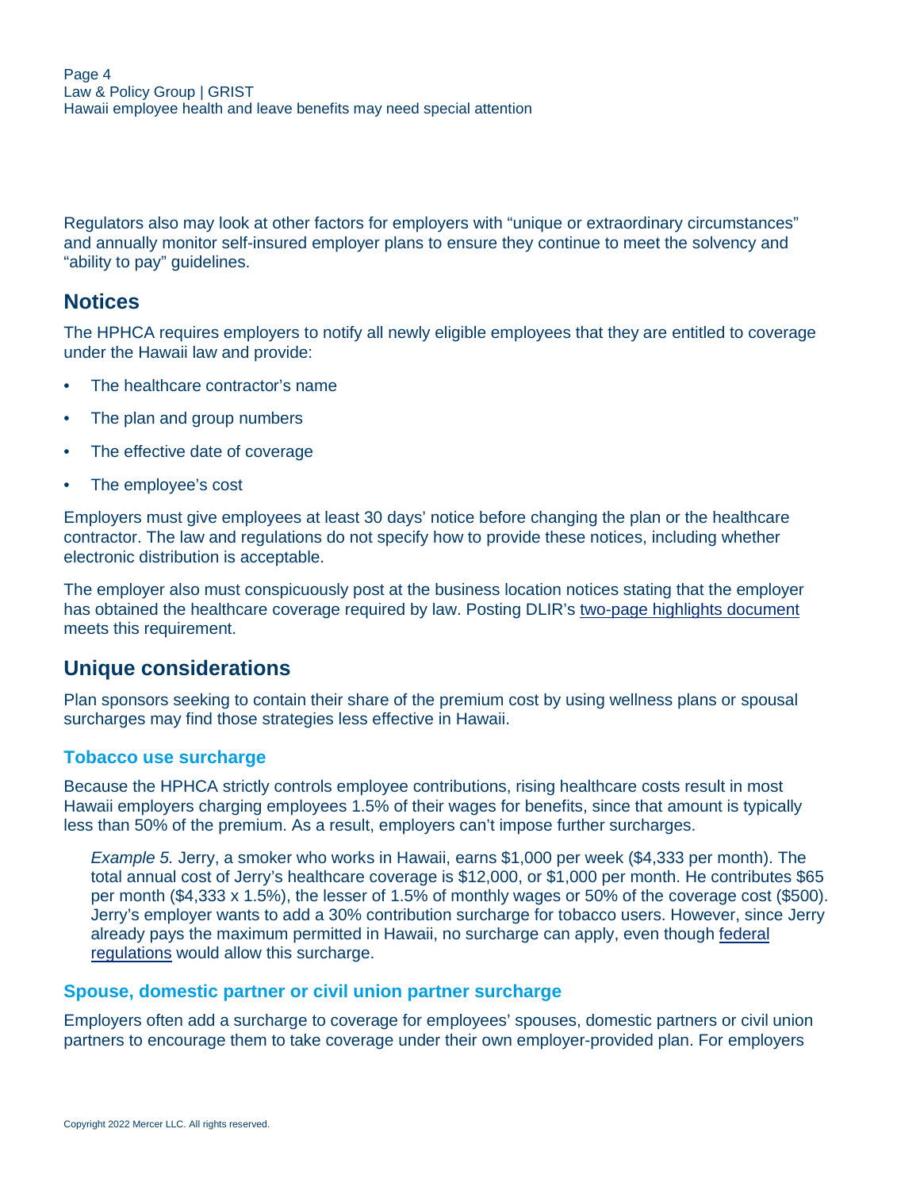Regulators also may look at other factors for employers with "unique or extraordinary circumstances" and annually monitor self-insured employer plans to ensure they continue to meet the solvency and "ability to pay" guidelines.

## Notices

The HPHCA requires employers to notify all newly eligible employees that they are entitled to coverage under the Hawaii law and provide:

- The healthcare contractor's name
- The plan and group numbers
- The effective date of coverage
- The employee's cost

Employers must give employees at least 30 days' notice before changing the plan or the healthcare contractor. The law and regulations do not specify how to provide these notices, including whether electronic distribution is acceptable.

The employer also must conspicuously post at the business location notices stating that the employer has obtained the healthcare coverage required by law. Posting DLIR's two-page highlights document meets this requirement.

## Unique considerations

Plan sponsors seeking to contain their share of the premium cost by using wellness plans or spousal surcharges may find those strategies less effective in Hawaii.

### Tobacco use surcharge

Because the HPHCA strictly controls employee contributions, rising healthcare costs result in most Hawaii employers charging employees 1.5% of their wages for benefits, since that amount is typically less than 50% of the premium. As a result, employers can't impose further surcharges.

> *Example 5.* Jerry, a smoker who works in Hawaii, earns $1,000 per week ($4,333 per month). The total annual cost of Jerry's healthcare coverage is $12,000, or $1,000 per month. He contributes $65 per month ($4,333 x 1.5%), the lesser of 1.5% of monthly wages or 50% of the coverage cost ($500). Jerry's employer wants to add a 30% contribution surcharge for tobacco users. However, since Jerry already pays the maximum permitted in Hawaii, no surcharge can apply, even though federal regulations would allow this surcharge.

### Spouse, domestic partner or civil union partner surcharge

Employers often add a surcharge to coverage for employees' spouses, domestic partners or civil union partners to encourage them to take coverage under their own employer-provided plan. For employers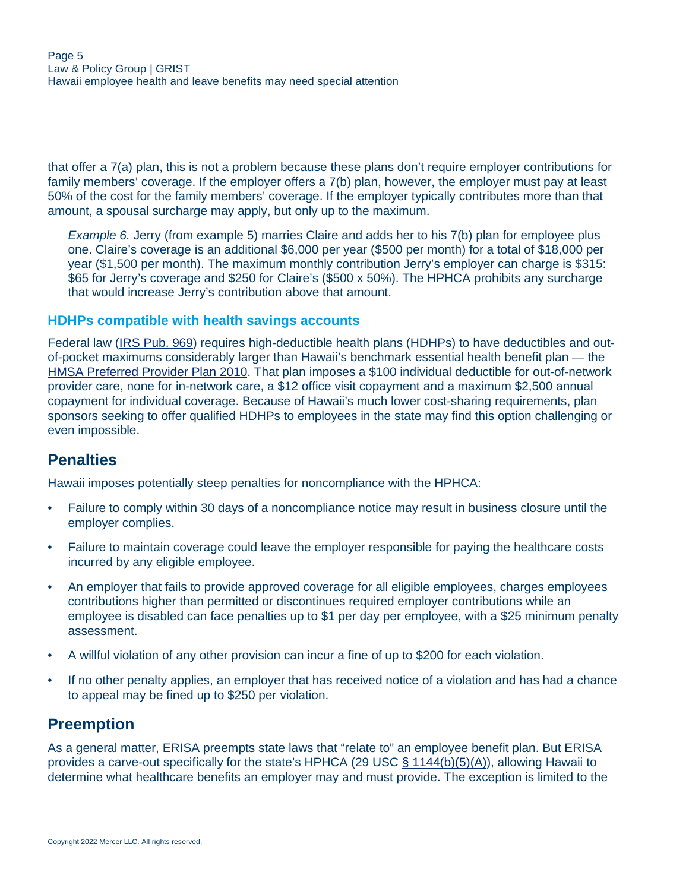that offer a 7(a) plan, this is not a problem because these plans don't require employer contributions for family members' coverage. If the employer offers a 7(b) plan, however, the employer must pay at least 50% of the cost for the family members' coverage. If the employer typically contributes more than that amount, a spousal surcharge may apply, but only up to the maximum.

> *Example 6.* Jerry (from example 5) marries Claire and adds her to his 7(b) plan for employee plus one. Claire's coverage is an additional $6,000 per year ($500 per month) for a total of $18,000 per year ($1,500 per month). The maximum monthly contribution Jerry's employer can charge is $315: $65 for Jerry's coverage and $250 for Claire's ($500 x 50%). The HPHCA prohibits any surcharge that would increase Jerry's contribution above that amount.

### HDHPs compatible with health savings accounts

Federal law (IRS Pub. 969) requires high-deductible health plans (HDHPs) to have deductibles and out-of-pocket maximums considerably larger than Hawaii's benchmark essential health benefit plan — the HMSA Preferred Provider Plan 2010. That plan imposes a $100 individual deductible for out-of-network provider care, none for in-network care, a $12 office visit copayment and a maximum $2,500 annual copayment for individual coverage. Because of Hawaii's much lower cost-sharing requirements, plan sponsors seeking to offer qualified HDHPs to employees in the state may find this option challenging or even impossible.

## Penalties

Hawaii imposes potentially steep penalties for noncompliance with the HPHCA:

- Failure to comply within 30 days of a noncompliance notice may result in business closure until the employer complies.
- Failure to maintain coverage could leave the employer responsible for paying the healthcare costs incurred by any eligible employee.
- An employer that fails to provide approved coverage for all eligible employees, charges employees contributions higher than permitted or discontinues required employer contributions while an employee is disabled can face penalties up to $1 per day per employee, with a $25 minimum penalty assessment.
- A willful violation of any other provision can incur a fine of up to $200 for each violation.
- If no other penalty applies, an employer that has received notice of a violation and has had a chance to appeal may be fined up to $250 per violation.

## Preemption

As a general matter, ERISA preempts state laws that "relate to" an employee benefit plan. But ERISA provides a carve-out specifically for the state's HPHCA (29 USC § 1144(b)(5)(A)), allowing Hawaii to determine what healthcare benefits an employer may and must provide. The exception is limited to the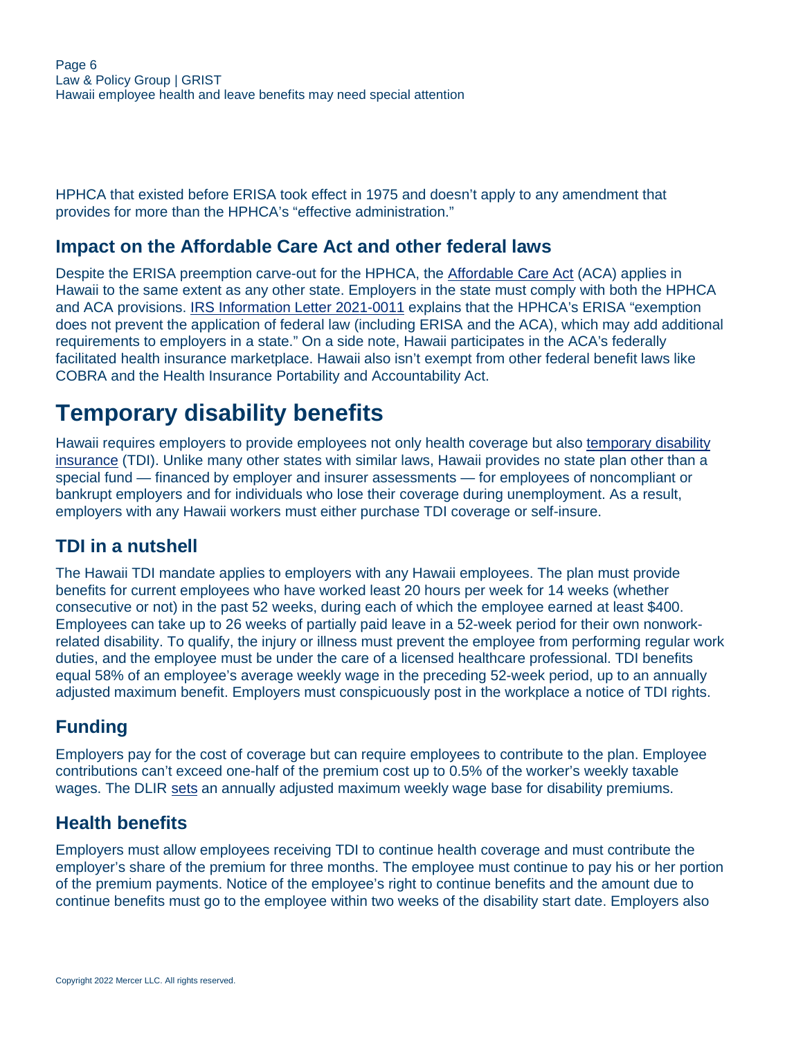HPHCA that existed before ERISA took effect in 1975 and doesn't apply to any amendment that provides for more than the HPHCA's "effective administration."

## Impact on the Affordable Care Act and other federal laws

Despite the ERISA preemption carve-out for the HPHCA, the Affordable Care Act (ACA) applies in Hawaii to the same extent as any other state. Employers in the state must comply with both the HPHCA and ACA provisions. IRS Information Letter 2021-0011 explains that the HPHCA's ERISA "exemption does not prevent the application of federal law (including ERISA and the ACA), which may add additional requirements to employers in a state." On a side note, Hawaii participates in the ACA's federally facilitated health insurance marketplace. Hawaii also isn't exempt from other federal benefit laws like COBRA and the Health Insurance Portability and Accountability Act.

# Temporary disability benefits

Hawaii requires employers to provide employees not only health coverage but also temporary disability insurance (TDI). Unlike many other states with similar laws, Hawaii provides no state plan other than a special fund — financed by employer and insurer assessments — for employees of noncompliant or bankrupt employers and for individuals who lose their coverage during unemployment. As a result, employers with any Hawaii workers must either purchase TDI coverage or self-insure.

## TDI in a nutshell

The Hawaii TDI mandate applies to employers with any Hawaii employees. The plan must provide benefits for current employees who have worked least 20 hours per week for 14 weeks (whether consecutive or not) in the past 52 weeks, during each of which the employee earned at least $400. Employees can take up to 26 weeks of partially paid leave in a 52-week period for their own nonwork-related disability. To qualify, the injury or illness must prevent the employee from performing regular work duties, and the employee must be under the care of a licensed healthcare professional. TDI benefits equal 58% of an employee's average weekly wage in the preceding 52-week period, up to an annually adjusted maximum benefit. Employers must conspicuously post in the workplace a notice of TDI rights.

## Funding

Employers pay for the cost of coverage but can require employees to contribute to the plan. Employee contributions can't exceed one-half of the premium cost up to 0.5% of the worker's weekly taxable wages. The DLIR sets an annually adjusted maximum weekly wage base for disability premiums.

## Health benefits

Employers must allow employees receiving TDI to continue health coverage and must contribute the employer's share of the premium for three months. The employee must continue to pay his or her portion of the premium payments. Notice of the employee's right to continue benefits and the amount due to continue benefits must go to the employee within two weeks of the disability start date. Employers also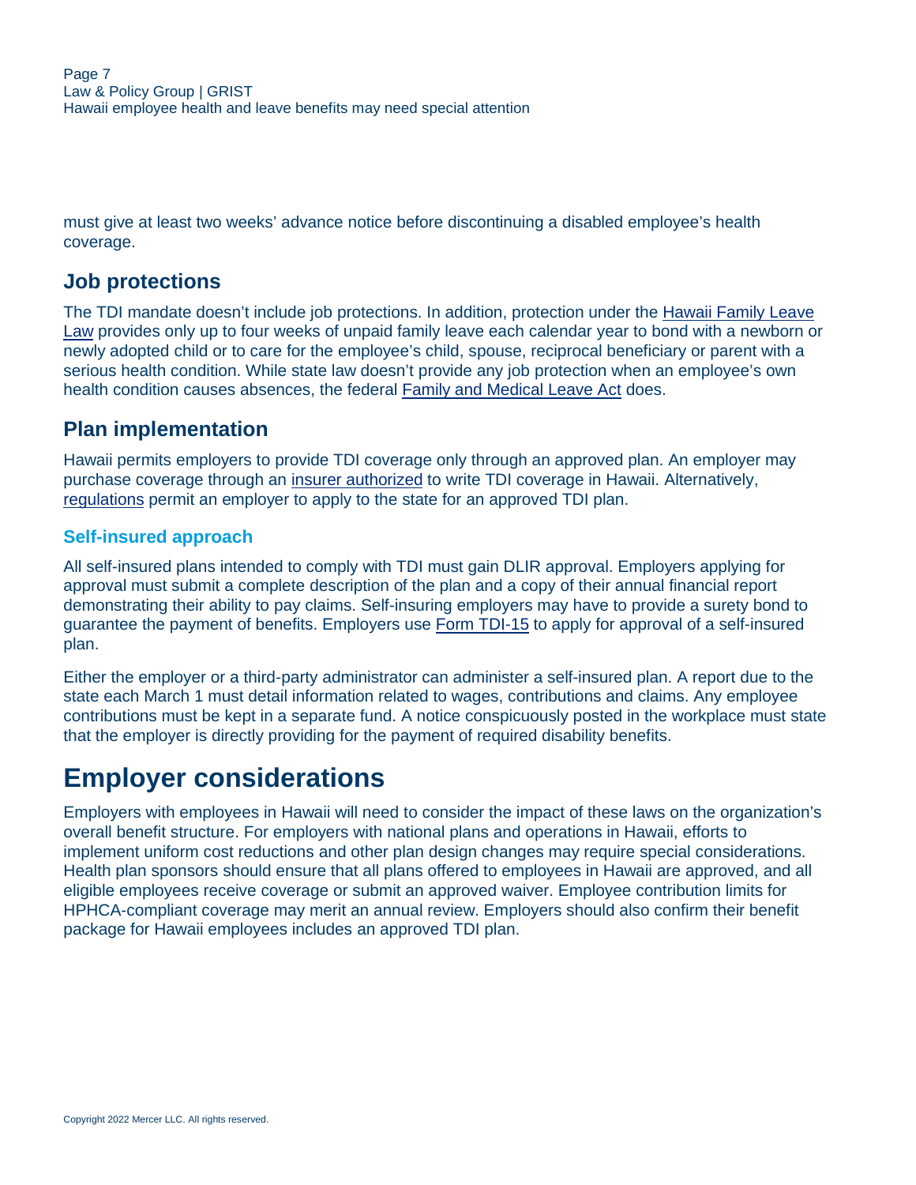must give at least two weeks' advance notice before discontinuing a disabled employee's health coverage.

## Job protections

The TDI mandate doesn't include job protections. In addition, protection under the Hawaii Family Leave Law provides only up to four weeks of unpaid family leave each calendar year to bond with a newborn or newly adopted child or to care for the employee's child, spouse, reciprocal beneficiary or parent with a serious health condition. While state law doesn't provide any job protection when an employee's own health condition causes absences, the federal Family and Medical Leave Act does.

## Plan implementation

Hawaii permits employers to provide TDI coverage only through an approved plan. An employer may purchase coverage through an insurer authorized to write TDI coverage in Hawaii. Alternatively, regulations permit an employer to apply to the state for an approved TDI plan.

### Self-insured approach

All self-insured plans intended to comply with TDI must gain DLIR approval. Employers applying for approval must submit a complete description of the plan and a copy of their annual financial report demonstrating their ability to pay claims. Self-insuring employers may have to provide a surety bond to guarantee the payment of benefits. Employers use Form TDI-15 to apply for approval of a self-insured plan.

Either the employer or a third-party administrator can administer a self-insured plan. A report due to the state each March 1 must detail information related to wages, contributions and claims. Any employee contributions must be kept in a separate fund. A notice conspicuously posted in the workplace must state that the employer is directly providing for the payment of required disability benefits.

# Employer considerations

Employers with employees in Hawaii will need to consider the impact of these laws on the organization's overall benefit structure. For employers with national plans and operations in Hawaii, efforts to implement uniform cost reductions and other plan design changes may require special considerations. Health plan sponsors should ensure that all plans offered to employees in Hawaii are approved, and all eligible employees receive coverage or submit an approved waiver. Employee contribution limits for HPHCA-compliant coverage may merit an annual review. Employers should also confirm their benefit package for Hawaii employees includes an approved TDI plan.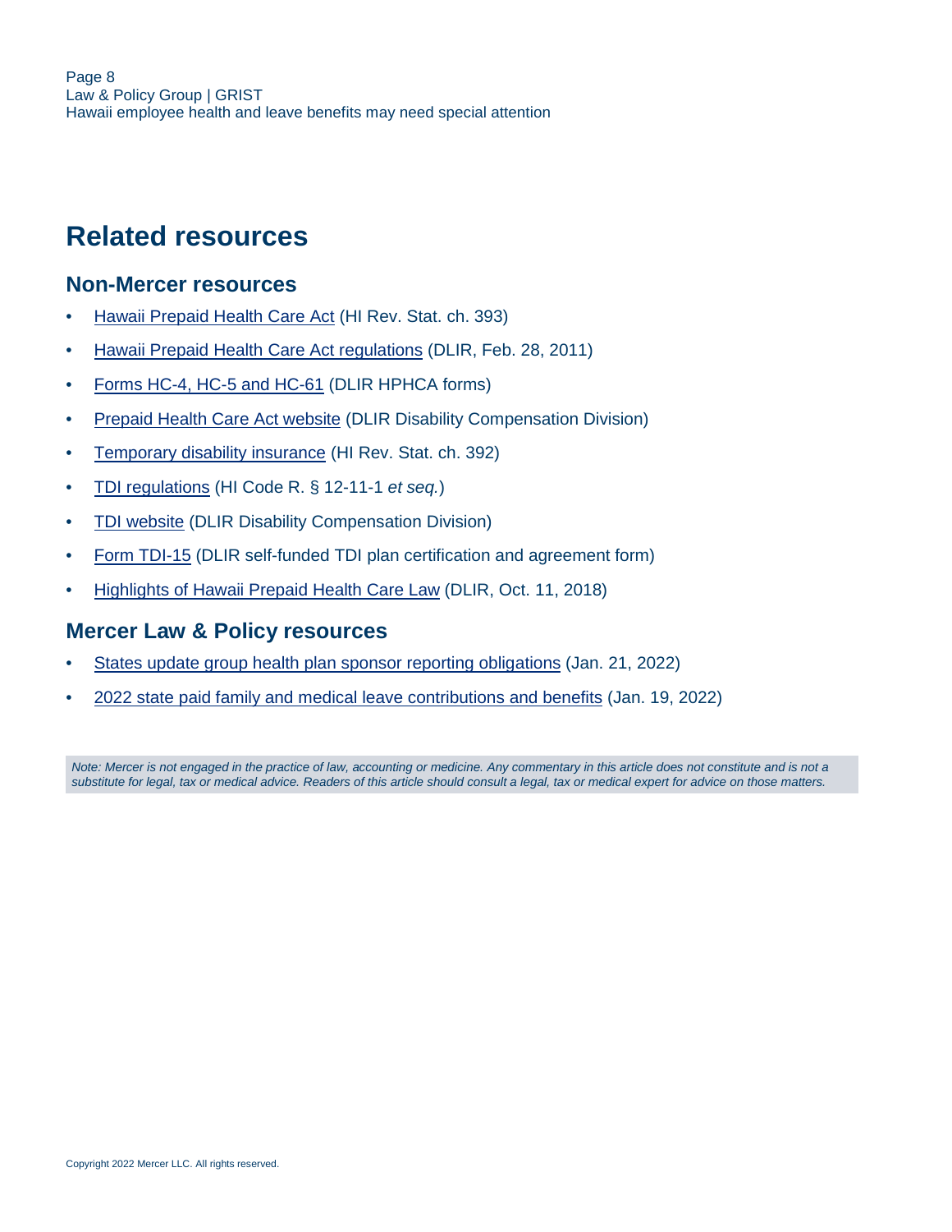# Related resources

## Non-Mercer resources

- Hawaii Prepaid Health Care Act (HI Rev. Stat. ch. 393)
- Hawaii Prepaid Health Care Act regulations (DLIR, Feb. 28, 2011)
- Forms HC-4, HC-5 and HC-61 (DLIR HPHCA forms)
- Prepaid Health Care Act website (DLIR Disability Compensation Division)
- Temporary disability insurance (HI Rev. Stat. ch. 392)
- TDI regulations (HI Code R. § 12-11-1 *et seq.*)
- TDI website (DLIR Disability Compensation Division)
- Form TDI-15 (DLIR self-funded TDI plan certification and agreement form)
- Highlights of Hawaii Prepaid Health Care Law (DLIR, Oct. 11, 2018)

## Mercer Law & Policy resources

- States update group health plan sponsor reporting obligations (Jan. 21, 2022)
- 2022 state paid family and medical leave contributions and benefits (Jan. 19, 2022)

*Note: Mercer is not engaged in the practice of law, accounting or medicine. Any commentary in this article does not constitute and is not a substitute for legal, tax or medical advice. Readers of this article should consult a legal, tax or medical expert for advice on those matters.*

Copyright 2022 Mercer LLC. All rights reserved.